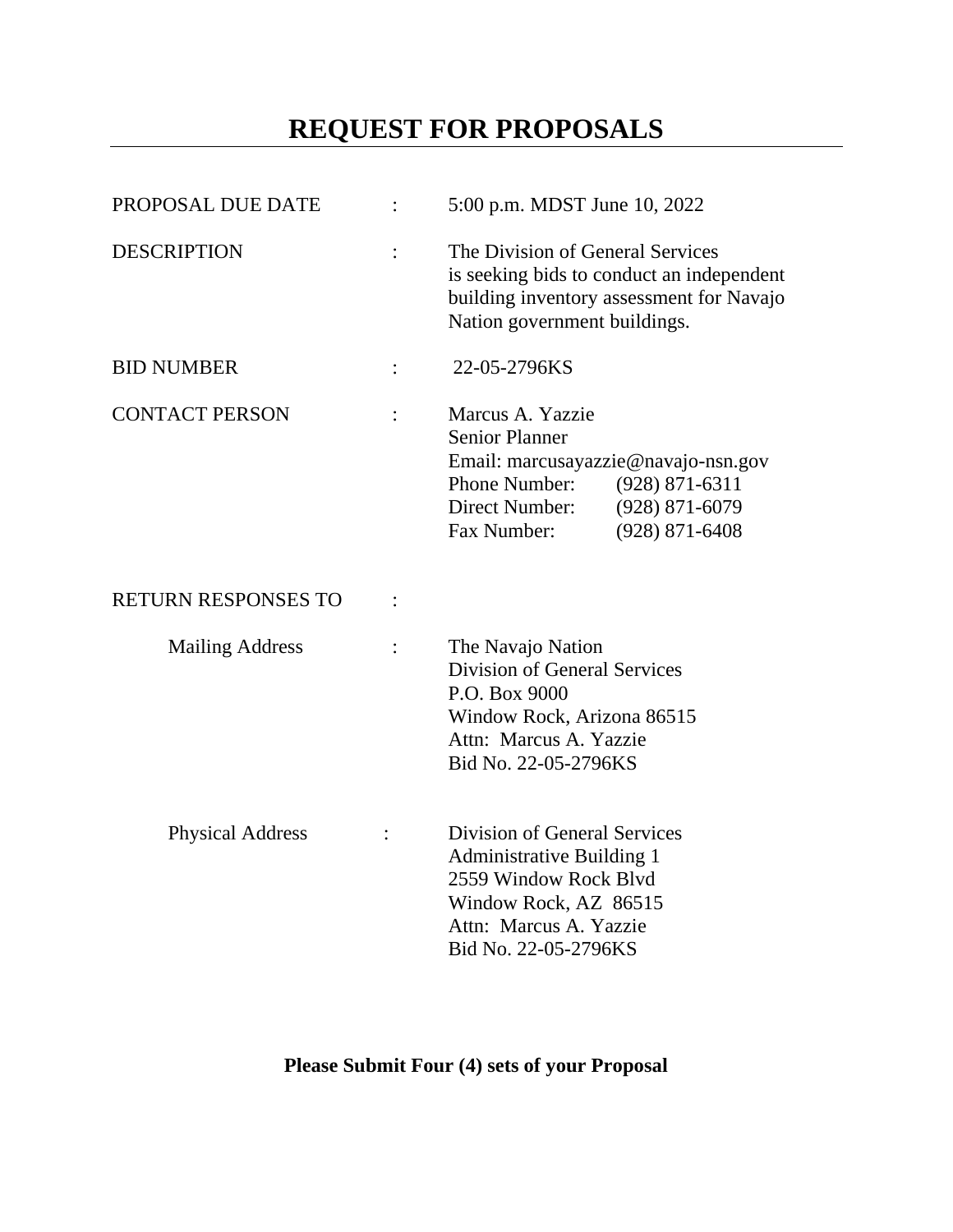# REQUEST FOR PROPOSALS

| | | |
|---|---|---|
| PROPOSAL DUE DATE | : | 5:00 p.m. MDST June 10, 2022 |
| DESCRIPTION | : | The Division of General Services is seeking bids to conduct an independent building inventory assessment for Navajo Nation government buildings. |
| BID NUMBER | : | 22-05-2796KS |
| CONTACT PERSON | : | Marcus A. Yazzie<br>Senior Planner<br>Email: marcusayazzie@navajo-nsn.gov<br>Phone Number: (928) 871-6311<br>Direct Number: (928) 871-6079<br>Fax Number: (928) 871-6408 |
| RETURN RESPONSES TO | : | |
| Mailing Address | : | The Navajo Nation<br>Division of General Services<br>P.O. Box 9000<br>Window Rock, Arizona 86515<br>Attn: Marcus A. Yazzie<br>Bid No. 22-05-2796KS |
| Physical Address | : | Division of General Services<br>Administrative Building 1<br>2559 Window Rock Blvd<br>Window Rock, AZ 86515<br>Attn: Marcus A. Yazzie<br>Bid No. 22-05-2796KS |

**Please Submit Four (4) sets of your Proposal**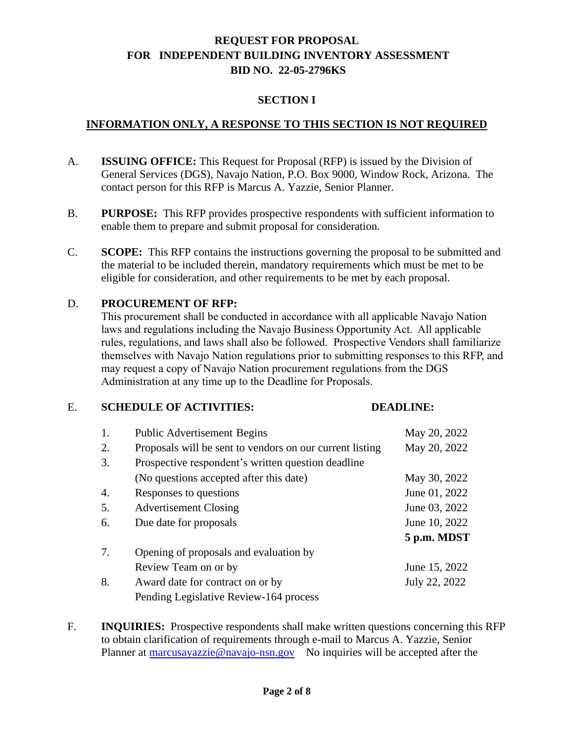# REQUEST FOR PROPOSAL
# FOR INDEPENDENT BUILDING INVENTORY ASSESSMENT
# BID NO. 22-05-2796KS

## SECTION I

## INFORMATION ONLY, A RESPONSE TO THIS SECTION IS NOT REQUIRED

A. **ISSUING OFFICE:** This Request for Proposal (RFP) is issued by the Division of General Services (DGS), Navajo Nation, P.O. Box 9000, Window Rock, Arizona. The contact person for this RFP is Marcus A. Yazzie, Senior Planner.

B. **PURPOSE:** This RFP provides prospective respondents with sufficient information to enable them to prepare and submit proposal for consideration.

C. **SCOPE:** This RFP contains the instructions governing the proposal to be submitted and the material to be included therein, mandatory requirements which must be met to be eligible for consideration, and other requirements to be met by each proposal.

D. **PROCUREMENT OF RFP:**
This procurement shall be conducted in accordance with all applicable Navajo Nation laws and regulations including the Navajo Business Opportunity Act. All applicable rules, regulations, and laws shall also be followed. Prospective Vendors shall familiarize themselves with Navajo Nation regulations prior to submitting responses to this RFP, and may request a copy of Navajo Nation procurement regulations from the DGS Administration at any time up to the Deadline for Proposals.

E. **SCHEDULE OF ACTIVITIES:**

| | SCHEDULE OF ACTIVITIES | DEADLINE |
|---|---|---|
| 1. | Public Advertisement Begins | May 20, 2022 |
| 2. | Proposals will be sent to vendors on our current listing | May 20, 2022 |
| 3. | Prospective respondent's written question deadline (No questions accepted after this date) | May 30, 2022 |
| 4. | Responses to questions | June 01, 2022 |
| 5. | Advertisement Closing | June 03, 2022 |
| 6. | Due date for proposals | June 10, 2022 **5 p.m. MDST** |
| 7. | Opening of proposals and evaluation by Review Team on or by | June 15, 2022 |
| 8. | Award date for contract on or by Pending Legislative Review-164 process | July 22, 2022 |

F. **INQUIRIES:** Prospective respondents shall make written questions concerning this RFP to obtain clarification of requirements through e-mail to Marcus A. Yazzie, Senior Planner at marcusayazzie@navajo-nsn.gov No inquiries will be accepted after the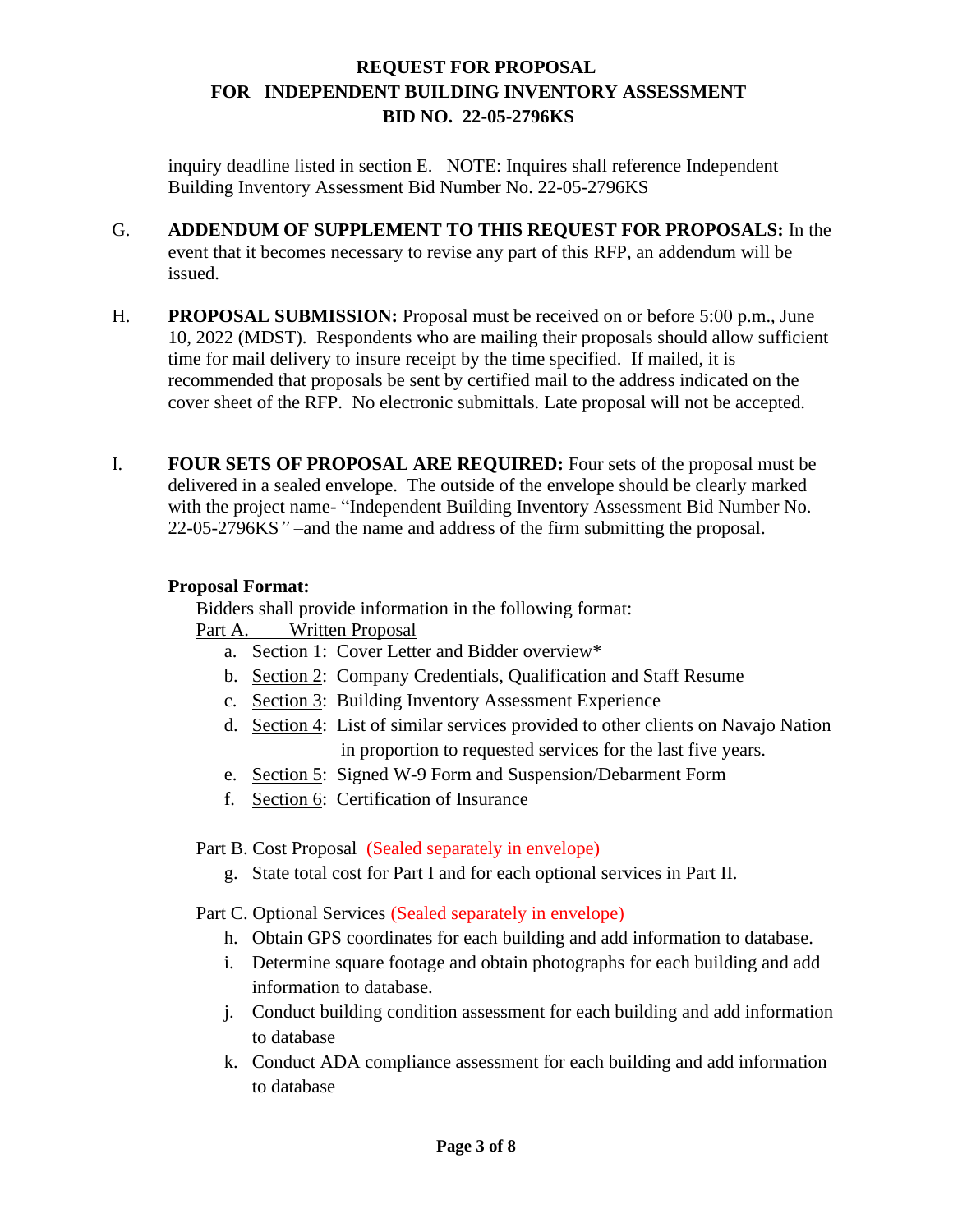inquiry deadline listed in section E. NOTE: Inquires shall reference Independent Building Inventory Assessment Bid Number No. 22-05-2796KS

G. **ADDENDUM OF SUPPLEMENT TO THIS REQUEST FOR PROPOSALS:** In the event that it becomes necessary to revise any part of this RFP, an addendum will be issued.

H. **PROPOSAL SUBMISSION:** Proposal must be received on or before 5:00 p.m., June 10, 2022 (MDST). Respondents who are mailing their proposals should allow sufficient time for mail delivery to insure receipt by the time specified. If mailed, it is recommended that proposals be sent by certified mail to the address indicated on the cover sheet of the RFP. No electronic submittals. Late proposal will not be accepted.

I. **FOUR SETS OF PROPOSAL ARE REQUIRED:** Four sets of the proposal must be delivered in a sealed envelope. The outside of the envelope should be clearly marked with the project name- "Independent Building Inventory Assessment Bid Number No. 22-05-2796KS" –and the name and address of the firm submitting the proposal.

**Proposal Format:**

Bidders shall provide information in the following format:

Part A. Written Proposal

a. Section 1: Cover Letter and Bidder overview*
b. Section 2: Company Credentials, Qualification and Staff Resume
c. Section 3: Building Inventory Assessment Experience
d. Section 4: List of similar services provided to other clients on Navajo Nation in proportion to requested services for the last five years.
e. Section 5: Signed W-9 Form and Suspension/Debarment Form
f. Section 6: Certification of Insurance

Part B. Cost Proposal (Sealed separately in envelope)

g. State total cost for Part I and for each optional services in Part II.

Part C. Optional Services (Sealed separately in envelope)

h. Obtain GPS coordinates for each building and add information to database.
i. Determine square footage and obtain photographs for each building and add information to database.
j. Conduct building condition assessment for each building and add information to database
k. Conduct ADA compliance assessment for each building and add information to database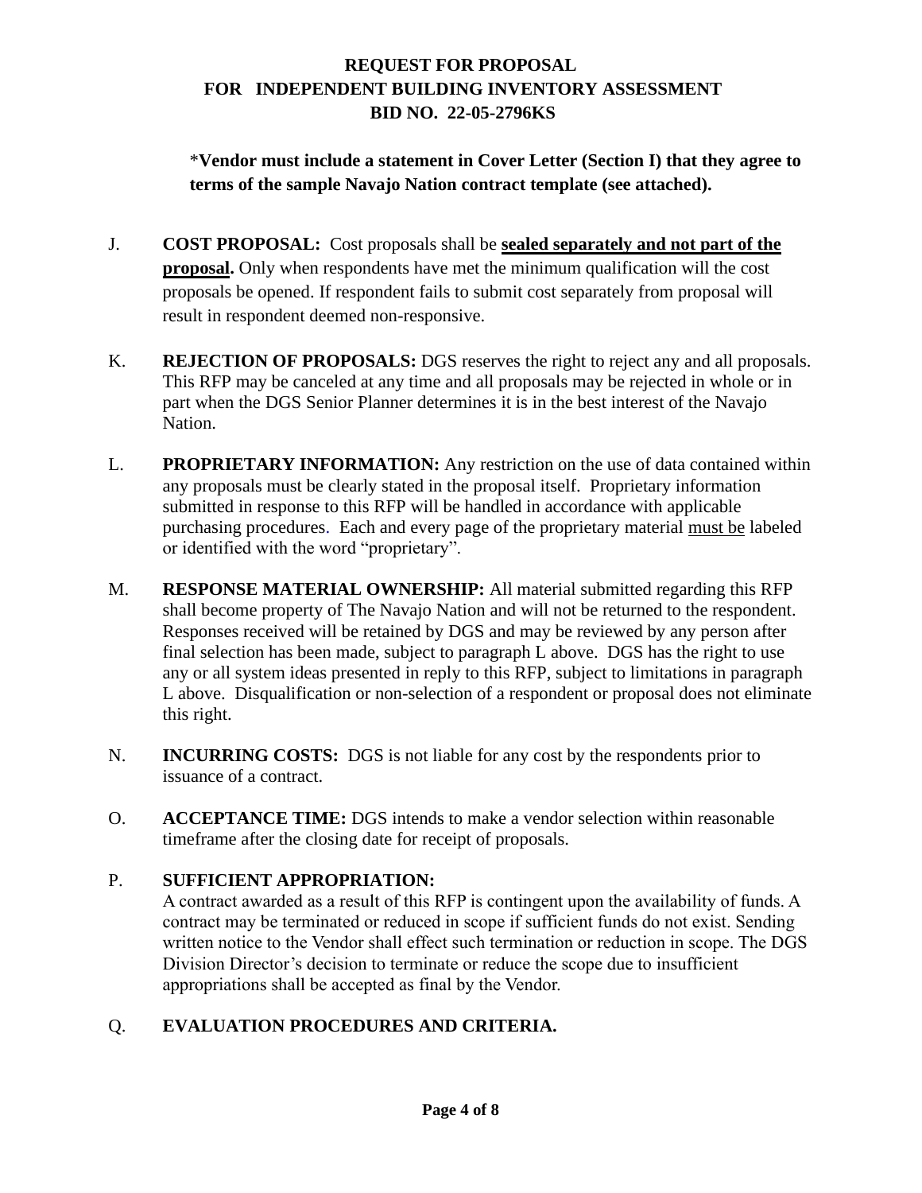**REQUEST FOR PROPOSAL**
**FOR INDEPENDENT BUILDING INVENTORY ASSESSMENT**
**BID NO. 22-05-2796KS**

\***Vendor must include a statement in Cover Letter (Section I) that they agree to terms of the sample Navajo Nation contract template (see attached).**

J. **COST PROPOSAL:** Cost proposals shall be **<u>sealed separately and not part of the proposal</u>.** Only when respondents have met the minimum qualification will the cost proposals be opened. If respondent fails to submit cost separately from proposal will result in respondent deemed non-responsive.

K. **REJECTION OF PROPOSALS:** DGS reserves the right to reject any and all proposals. This RFP may be canceled at any time and all proposals may be rejected in whole or in part when the DGS Senior Planner determines it is in the best interest of the Navajo Nation.

L. **PROPRIETARY INFORMATION:** Any restriction on the use of data contained within any proposals must be clearly stated in the proposal itself. Proprietary information submitted in response to this RFP will be handled in accordance with applicable purchasing procedures. Each and every page of the proprietary material <u>must be</u> labeled or identified with the word "proprietary".

M. **RESPONSE MATERIAL OWNERSHIP:** All material submitted regarding this RFP shall become property of The Navajo Nation and will not be returned to the respondent. Responses received will be retained by DGS and may be reviewed by any person after final selection has been made, subject to paragraph L above. DGS has the right to use any or all system ideas presented in reply to this RFP, subject to limitations in paragraph L above. Disqualification or non-selection of a respondent or proposal does not eliminate this right.

N. **INCURRING COSTS:** DGS is not liable for any cost by the respondents prior to issuance of a contract.

O. **ACCEPTANCE TIME:** DGS intends to make a vendor selection within reasonable timeframe after the closing date for receipt of proposals.

P. **SUFFICIENT APPROPRIATION:**
A contract awarded as a result of this RFP is contingent upon the availability of funds. A contract may be terminated or reduced in scope if sufficient funds do not exist. Sending written notice to the Vendor shall effect such termination or reduction in scope. The DGS Division Director's decision to terminate or reduce the scope due to insufficient appropriations shall be accepted as final by the Vendor.

Q. **EVALUATION PROCEDURES AND CRITERIA.**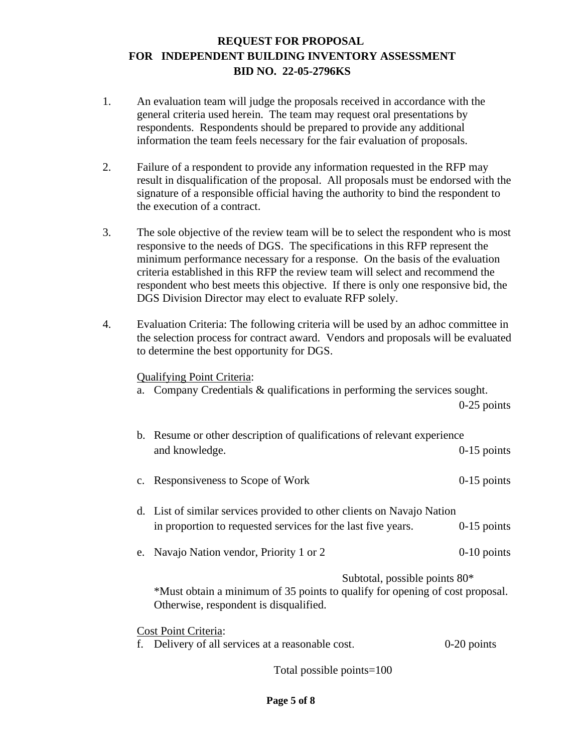**REQUEST FOR PROPOSAL**
**FOR INDEPENDENT BUILDING INVENTORY ASSESSMENT**
**BID NO. 22-05-2796KS**

1. An evaluation team will judge the proposals received in accordance with the general criteria used herein. The team may request oral presentations by respondents. Respondents should be prepared to provide any additional information the team feels necessary for the fair evaluation of proposals.

2. Failure of a respondent to provide any information requested in the RFP may result in disqualification of the proposal. All proposals must be endorsed with the signature of a responsible official having the authority to bind the respondent to the execution of a contract.

3. The sole objective of the review team will be to select the respondent who is most responsive to the needs of DGS. The specifications in this RFP represent the minimum performance necessary for a response. On the basis of the evaluation criteria established in this RFP the review team will select and recommend the respondent who best meets this objective. If there is only one responsive bid, the DGS Division Director may elect to evaluate RFP solely.

4. Evaluation Criteria: The following criteria will be used by an adhoc committee in the selection process for contract award. Vendors and proposals will be evaluated to determine the best opportunity for DGS.

   Qualifying Point Criteria:

   a. Company Credentials & qualifications in performing the services sought. 0-25 points

   b. Resume or other description of qualifications of relevant experience and knowledge. 0-15 points

   c. Responsiveness to Scope of Work 0-15 points

   d. List of similar services provided to other clients on Navajo Nation in proportion to requested services for the last five years. 0-15 points

   e. Navajo Nation vendor, Priority 1 or 2 0-10 points

   Subtotal, possible points 80*

   *Must obtain a minimum of 35 points to qualify for opening of cost proposal. Otherwise, respondent is disqualified.

   Cost Point Criteria:

   f. Delivery of all services at a reasonable cost. 0-20 points

   Total possible points=100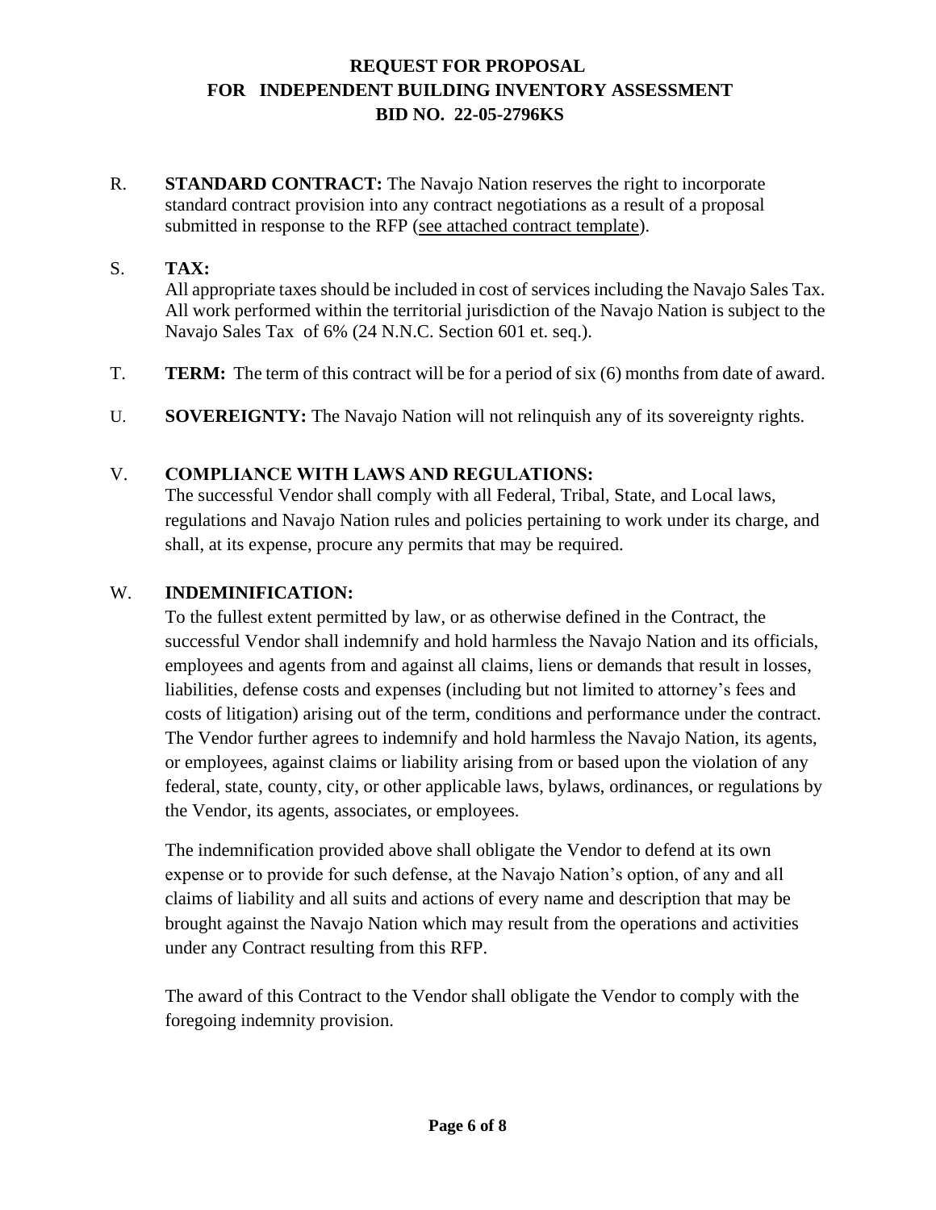# REQUEST FOR PROPOSAL
# FOR INDEPENDENT BUILDING INVENTORY ASSESSMENT
# BID NO. 22-05-2796KS

R. **STANDARD CONTRACT:** The Navajo Nation reserves the right to incorporate standard contract provision into any contract negotiations as a result of a proposal submitted in response to the RFP (see attached contract template).

S. **TAX:**
All appropriate taxes should be included in cost of services including the Navajo Sales Tax. All work performed within the territorial jurisdiction of the Navajo Nation is subject to the Navajo Sales Tax of 6% (24 N.N.C. Section 601 et. seq.).

T. **TERM:** The term of this contract will be for a period of six (6) months from date of award.

U. **SOVEREIGNTY:** The Navajo Nation will not relinquish any of its sovereignty rights.

V. **COMPLIANCE WITH LAWS AND REGULATIONS:**
The successful Vendor shall comply with all Federal, Tribal, State, and Local laws, regulations and Navajo Nation rules and policies pertaining to work under its charge, and shall, at its expense, procure any permits that may be required.

W. **INDEMINIFICATION:**
To the fullest extent permitted by law, or as otherwise defined in the Contract, the successful Vendor shall indemnify and hold harmless the Navajo Nation and its officials, employees and agents from and against all claims, liens or demands that result in losses, liabilities, defense costs and expenses (including but not limited to attorney's fees and costs of litigation) arising out of the term, conditions and performance under the contract. The Vendor further agrees to indemnify and hold harmless the Navajo Nation, its agents, or employees, against claims or liability arising from or based upon the violation of any federal, state, county, city, or other applicable laws, bylaws, ordinances, or regulations by the Vendor, its agents, associates, or employees.

The indemnification provided above shall obligate the Vendor to defend at its own expense or to provide for such defense, at the Navajo Nation's option, of any and all claims of liability and all suits and actions of every name and description that may be brought against the Navajo Nation which may result from the operations and activities under any Contract resulting from this RFP.

The award of this Contract to the Vendor shall obligate the Vendor to comply with the foregoing indemnity provision.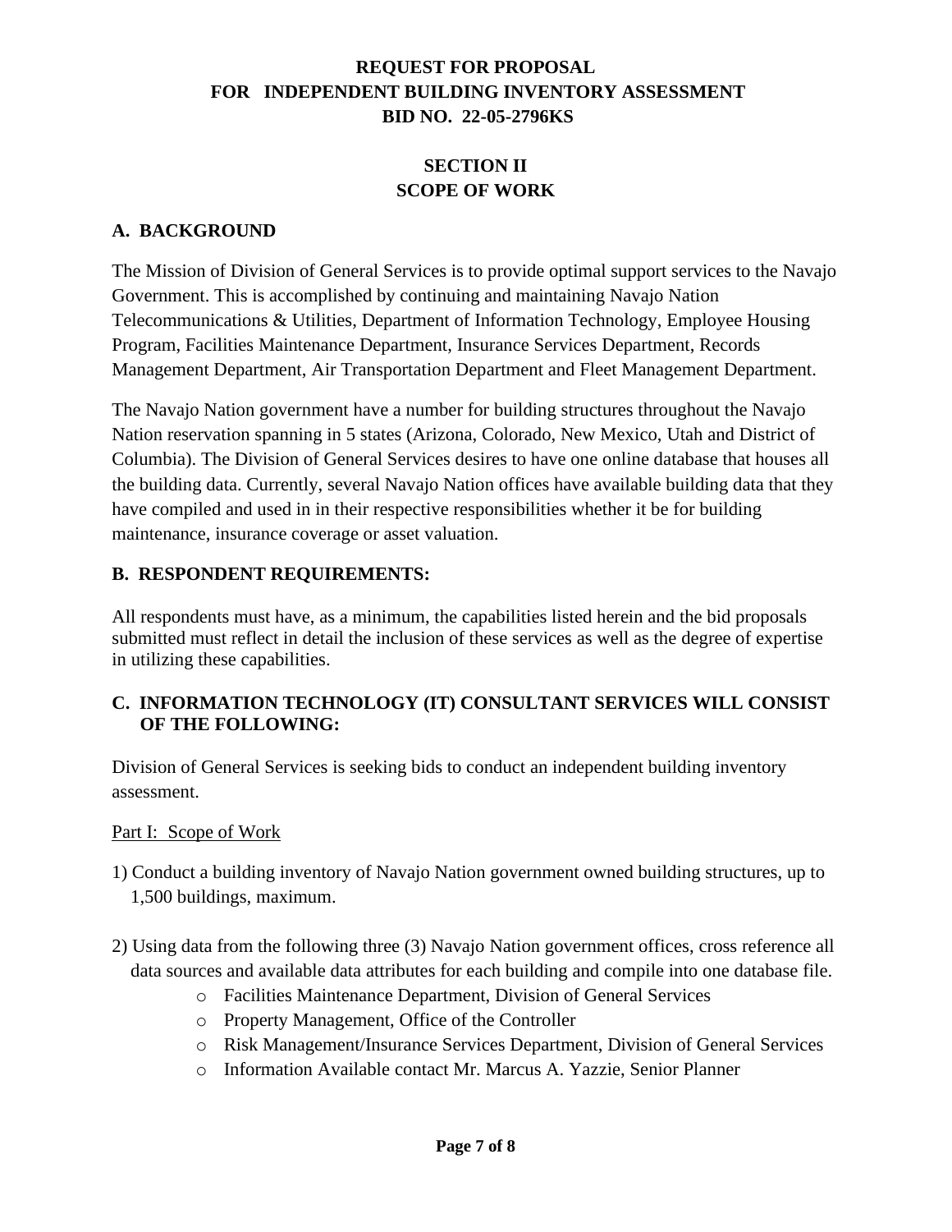# REQUEST FOR PROPOSAL FOR INDEPENDENT BUILDING INVENTORY ASSESSMENT BID NO. 22-05-2796KS

## SECTION II SCOPE OF WORK

### A. BACKGROUND

The Mission of Division of General Services is to provide optimal support services to the Navajo Government. This is accomplished by continuing and maintaining Navajo Nation Telecommunications & Utilities, Department of Information Technology, Employee Housing Program, Facilities Maintenance Department, Insurance Services Department, Records Management Department, Air Transportation Department and Fleet Management Department.

The Navajo Nation government have a number for building structures throughout the Navajo Nation reservation spanning in 5 states (Arizona, Colorado, New Mexico, Utah and District of Columbia). The Division of General Services desires to have one online database that houses all the building data. Currently, several Navajo Nation offices have available building data that they have compiled and used in in their respective responsibilities whether it be for building maintenance, insurance coverage or asset valuation.

### B. RESPONDENT REQUIREMENTS:

All respondents must have, as a minimum, the capabilities listed herein and the bid proposals submitted must reflect in detail the inclusion of these services as well as the degree of expertise in utilizing these capabilities.

### C. INFORMATION TECHNOLOGY (IT) CONSULTANT SERVICES WILL CONSIST OF THE FOLLOWING:

Division of General Services is seeking bids to conduct an independent building inventory assessment.

Part I: Scope of Work

1) Conduct a building inventory of Navajo Nation government owned building structures, up to 1,500 buildings, maximum.

2) Using data from the following three (3) Navajo Nation government offices, cross reference all data sources and available data attributes for each building and compile into one database file.
   - Facilities Maintenance Department, Division of General Services
   - Property Management, Office of the Controller
   - Risk Management/Insurance Services Department, Division of General Services
   - Information Available contact Mr. Marcus A. Yazzie, Senior Planner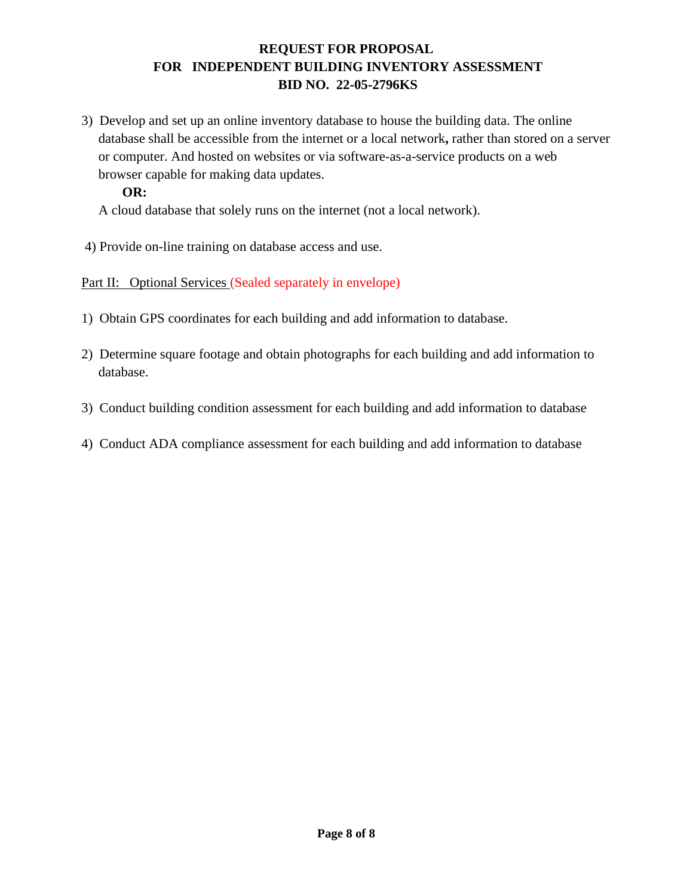3) Develop and set up an online inventory database to house the building data. The online database shall be accessible from the internet or a local network**,** rather than stored on a server or computer. And hosted on websites or via software-as-a-service products on a web browser capable for making data updates.

**OR:**

A cloud database that solely runs on the internet (not a local network).

4) Provide on-line training on database access and use.

Part II: Optional Services (Sealed separately in envelope)

1) Obtain GPS coordinates for each building and add information to database.

2) Determine square footage and obtain photographs for each building and add information to database.

3) Conduct building condition assessment for each building and add information to database

4) Conduct ADA compliance assessment for each building and add information to database